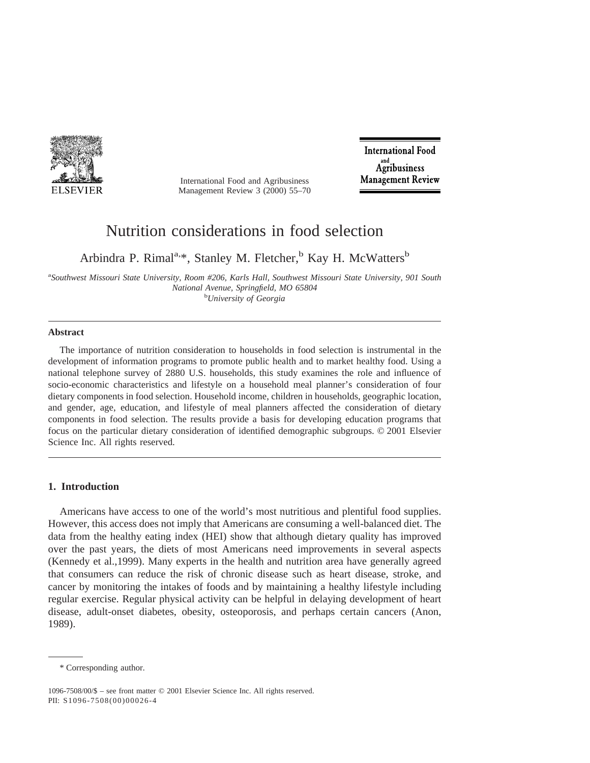# Nutrition considerations in food selection

Arbindra P. Rimal[a,]*, Stanley M. Fletcher,[b] Kay H. McWatters[b]

[a]*Southwest Missouri State University, Room #206, Karls Hall, Southwest Missouri State University, 901 South National Avenue, Springfield, MO 65804*
[b]*University of Georgia*

---

**Abstract**

The importance of nutrition consideration to households in food selection is instrumental in the development of information programs to promote public health and to market healthy food. Using a national telephone survey of 2880 U.S. households, this study examines the role and influence of socio-economic characteristics and lifestyle on a household meal planner's consideration of four dietary components in food selection. Household income, children in households, geographic location, and gender, age, education, and lifestyle of meal planners affected the consideration of dietary components in food selection. The results provide a basis for developing education programs that focus on the particular dietary consideration of identified demographic subgroups. © 2001 Elsevier Science Inc. All rights reserved.

---

## 1. Introduction

Americans have access to one of the world's most nutritious and plentiful food supplies. However, this access does not imply that Americans are consuming a well-balanced diet. The data from the healthy eating index (HEI) show that although dietary quality has improved over the past years, the diets of most Americans need improvements in several aspects (Kennedy et al.,1999). Many experts in the health and nutrition area have generally agreed that consumers can reduce the risk of chronic disease such as heart disease, stroke, and cancer by monitoring the intakes of foods and by maintaining a healthy lifestyle including regular exercise. Regular physical activity can be helpful in delaying development of heart disease, adult-onset diabetes, obesity, osteoporosis, and perhaps certain cancers (Anon, 1989).

* Corresponding author.

1096-7508/00/$ – see front matter © 2001 Elsevier Science Inc. All rights reserved.
PII: S1096-7508(00)00026-4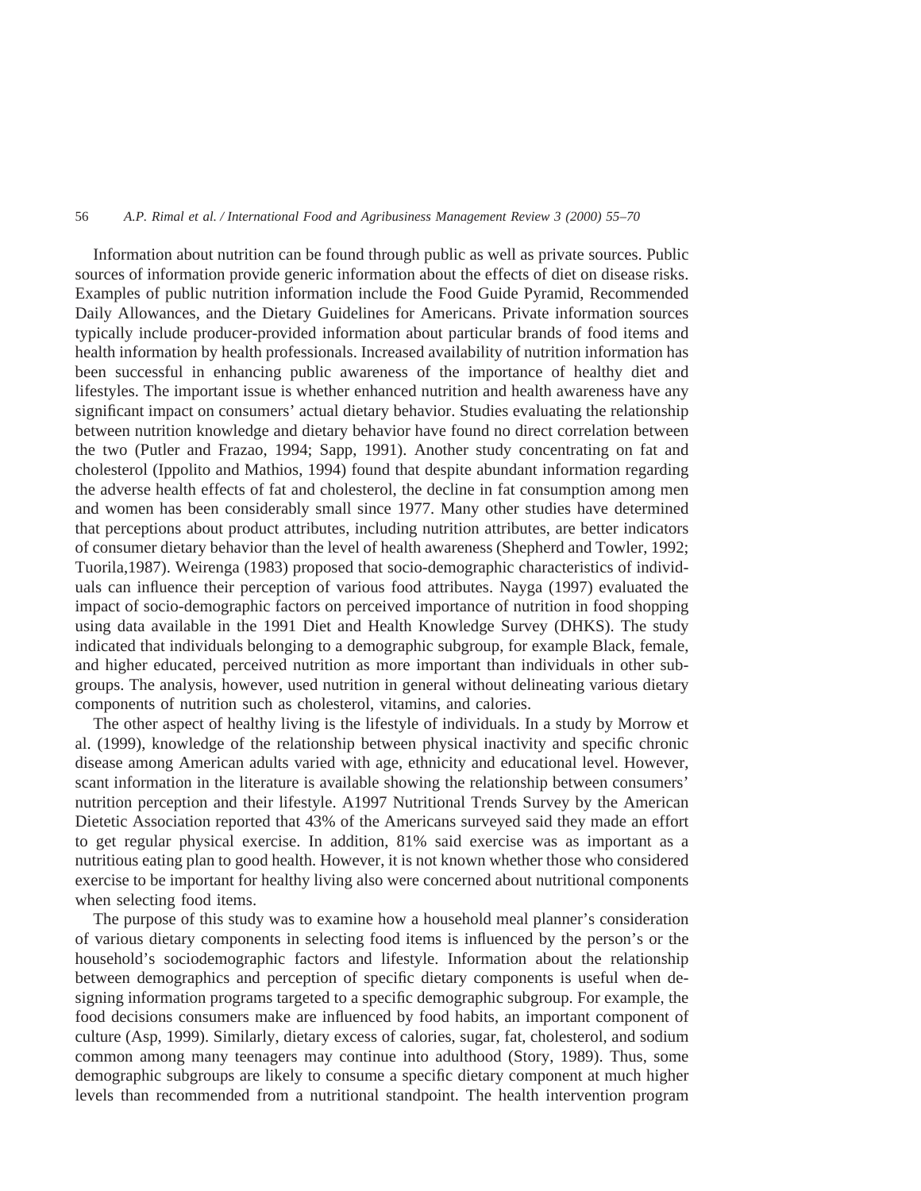Information about nutrition can be found through public as well as private sources. Public sources of information provide generic information about the effects of diet on disease risks. Examples of public nutrition information include the Food Guide Pyramid, Recommended Daily Allowances, and the Dietary Guidelines for Americans. Private information sources typically include producer-provided information about particular brands of food items and health information by health professionals. Increased availability of nutrition information has been successful in enhancing public awareness of the importance of healthy diet and lifestyles. The important issue is whether enhanced nutrition and health awareness have any significant impact on consumers' actual dietary behavior. Studies evaluating the relationship between nutrition knowledge and dietary behavior have found no direct correlation between the two (Putler and Frazao, 1994; Sapp, 1991). Another study concentrating on fat and cholesterol (Ippolito and Mathios, 1994) found that despite abundant information regarding the adverse health effects of fat and cholesterol, the decline in fat consumption among men and women has been considerably small since 1977. Many other studies have determined that perceptions about product attributes, including nutrition attributes, are better indicators of consumer dietary behavior than the level of health awareness (Shepherd and Towler, 1992; Tuorila,1987). Weirenga (1983) proposed that socio-demographic characteristics of individuals can influence their perception of various food attributes. Nayga (1997) evaluated the impact of socio-demographic factors on perceived importance of nutrition in food shopping using data available in the 1991 Diet and Health Knowledge Survey (DHKS). The study indicated that individuals belonging to a demographic subgroup, for example Black, female, and higher educated, perceived nutrition as more important than individuals in other subgroups. The analysis, however, used nutrition in general without delineating various dietary components of nutrition such as cholesterol, vitamins, and calories.

The other aspect of healthy living is the lifestyle of individuals. In a study by Morrow et al. (1999), knowledge of the relationship between physical inactivity and specific chronic disease among American adults varied with age, ethnicity and educational level. However, scant information in the literature is available showing the relationship between consumers' nutrition perception and their lifestyle. A1997 Nutritional Trends Survey by the American Dietetic Association reported that 43% of the Americans surveyed said they made an effort to get regular physical exercise. In addition, 81% said exercise was as important as a nutritious eating plan to good health. However, it is not known whether those who considered exercise to be important for healthy living also were concerned about nutritional components when selecting food items.

The purpose of this study was to examine how a household meal planner's consideration of various dietary components in selecting food items is influenced by the person's or the household's sociodemographic factors and lifestyle. Information about the relationship between demographics and perception of specific dietary components is useful when designing information programs targeted to a specific demographic subgroup. For example, the food decisions consumers make are influenced by food habits, an important component of culture (Asp, 1999). Similarly, dietary excess of calories, sugar, fat, cholesterol, and sodium common among many teenagers may continue into adulthood (Story, 1989). Thus, some demographic subgroups are likely to consume a specific dietary component at much higher levels than recommended from a nutritional standpoint. The health intervention program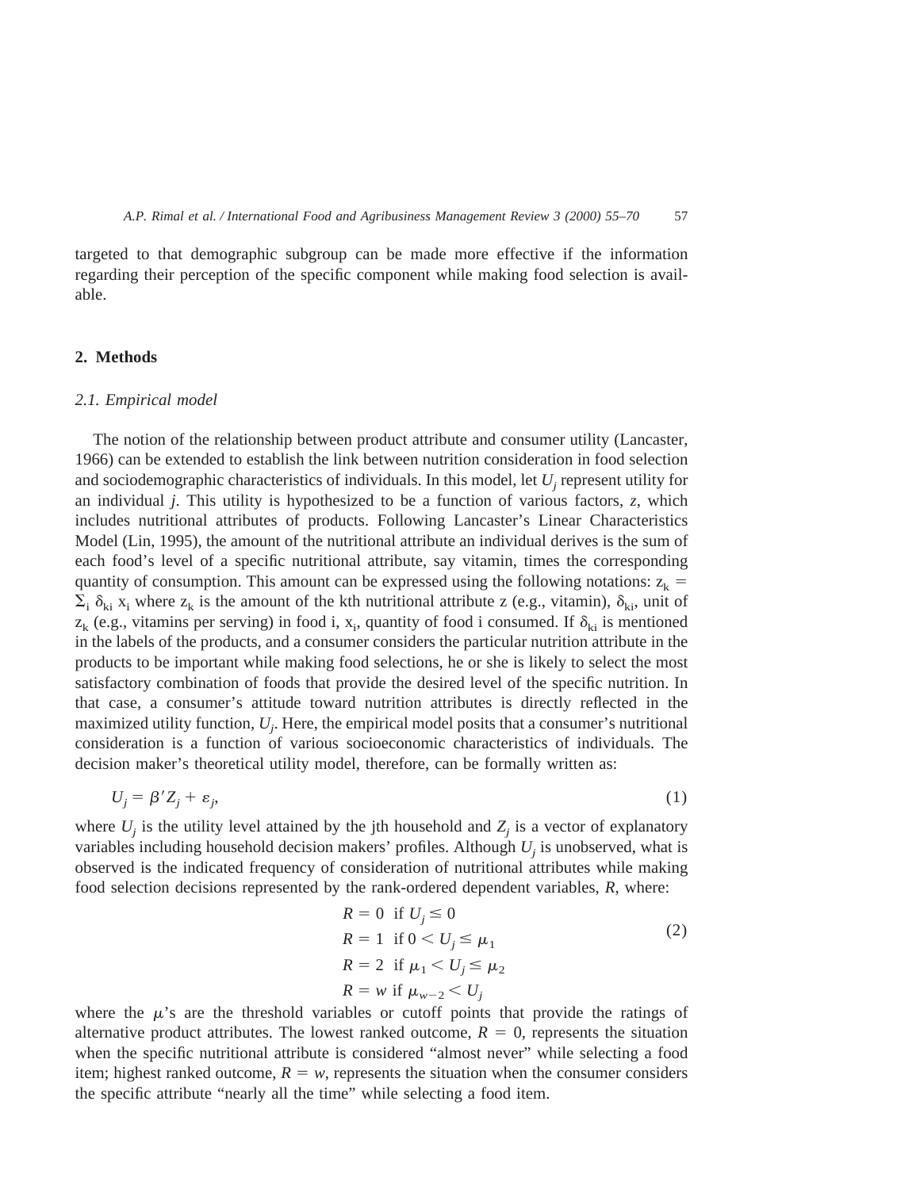targeted to that demographic subgroup can be made more effective if the information regarding their perception of the specific component while making food selection is available.

## 2. Methods

### *2.1. Empirical model*

The notion of the relationship between product attribute and consumer utility (Lancaster, 1966) can be extended to establish the link between nutrition consideration in food selection and sociodemographic characteristics of individuals. In this model, let $U_j$ represent utility for an individual *j*. This utility is hypothesized to be a function of various factors, *z*, which includes nutritional attributes of products. Following Lancaster's Linear Characteristics Model (Lin, 1995), the amount of the nutritional attribute an individual derives is the sum of each food's level of a specific nutritional attribute, say vitamin, times the corresponding quantity of consumption. This amount can be expressed using the following notations: $z_k = \Sigma_i \delta_{ki} x_i$ where $z_k$ is the amount of the kth nutritional attribute z (e.g., vitamin), $\delta_{ki}$, unit of $z_k$ (e.g., vitamins per serving) in food i, $x_i$, quantity of food i consumed. If $\delta_{ki}$ is mentioned in the labels of the products, and a consumer considers the particular nutrition attribute in the products to be important while making food selections, he or she is likely to select the most satisfactory combination of foods that provide the desired level of the specific nutrition. In that case, a consumer's attitude toward nutrition attributes is directly reflected in the maximized utility function, $U_j$. Here, the empirical model posits that a consumer's nutritional consideration is a function of various socioeconomic characteristics of individuals. The decision maker's theoretical utility model, therefore, can be formally written as:

$$U_j = \beta' Z_j + \varepsilon_j, \tag{1}$$

where $U_j$ is the utility level attained by the jth household and $Z_j$ is a vector of explanatory variables including household decision makers' profiles. Although $U_j$ is unobserved, what is observed is the indicated frequency of consideration of nutritional attributes while making food selection decisions represented by the rank-ordered dependent variables, *R*, where:

$$\begin{aligned} R &= 0 \ \text{ if } U_j \leq 0 \\ R &= 1 \ \text{ if } 0 < U_j \leq \mu_1 \\ R &= 2 \ \text{ if } \mu_1 < U_j \leq \mu_2 \\ R &= w \ \text{ if } \mu_{w-2} < U_j \end{aligned} \tag{2}$$

where the $\mu$'s are the threshold variables or cutoff points that provide the ratings of alternative product attributes. The lowest ranked outcome, $R = 0$, represents the situation when the specific nutritional attribute is considered "almost never" while selecting a food item; highest ranked outcome, $R = w$, represents the situation when the consumer considers the specific attribute "nearly all the time" while selecting a food item.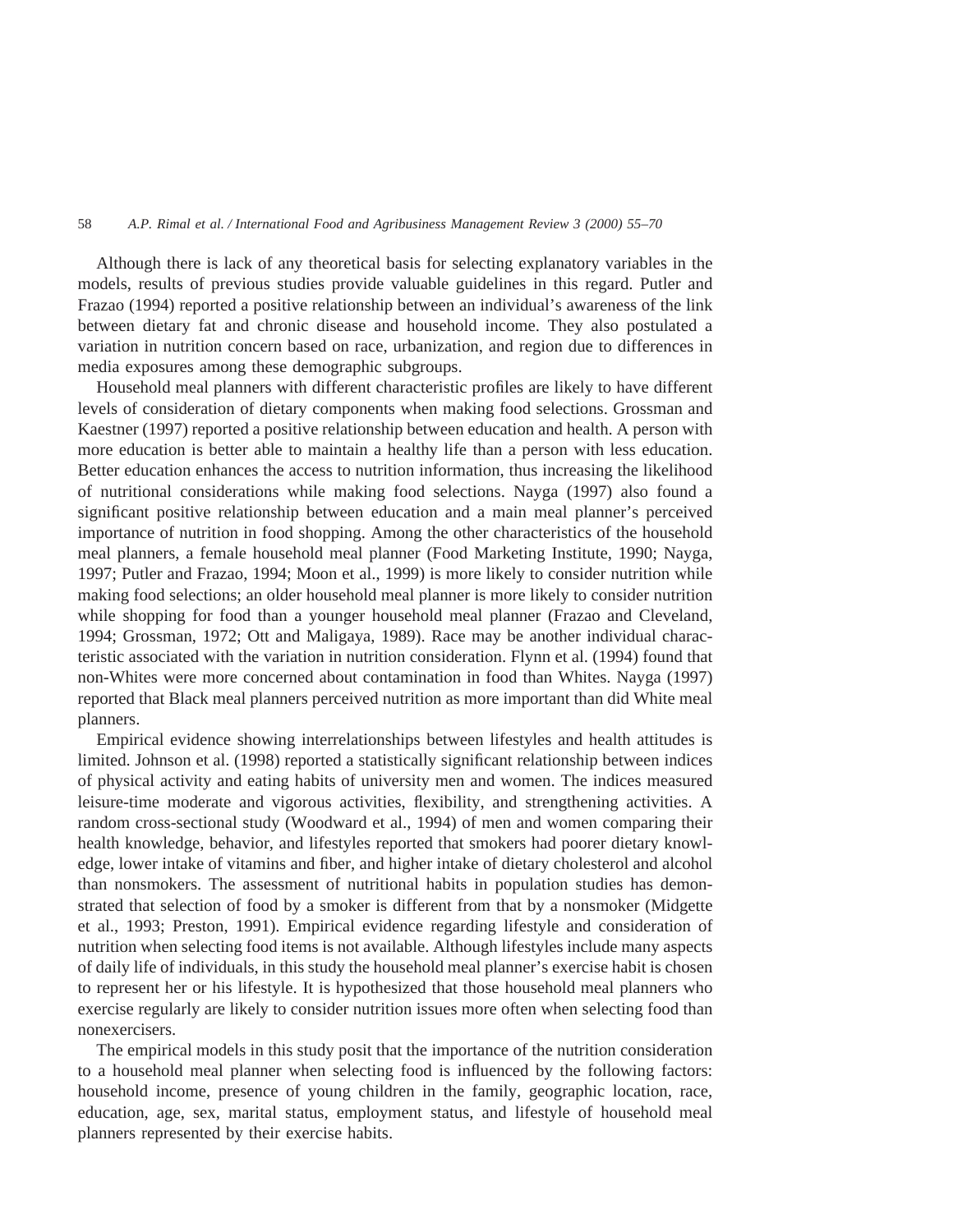Although there is lack of any theoretical basis for selecting explanatory variables in the models, results of previous studies provide valuable guidelines in this regard. Putler and Frazao (1994) reported a positive relationship between an individual's awareness of the link between dietary fat and chronic disease and household income. They also postulated a variation in nutrition concern based on race, urbanization, and region due to differences in media exposures among these demographic subgroups.

Household meal planners with different characteristic profiles are likely to have different levels of consideration of dietary components when making food selections. Grossman and Kaestner (1997) reported a positive relationship between education and health. A person with more education is better able to maintain a healthy life than a person with less education. Better education enhances the access to nutrition information, thus increasing the likelihood of nutritional considerations while making food selections. Nayga (1997) also found a significant positive relationship between education and a main meal planner's perceived importance of nutrition in food shopping. Among the other characteristics of the household meal planners, a female household meal planner (Food Marketing Institute, 1990; Nayga, 1997; Putler and Frazao, 1994; Moon et al., 1999) is more likely to consider nutrition while making food selections; an older household meal planner is more likely to consider nutrition while shopping for food than a younger household meal planner (Frazao and Cleveland, 1994; Grossman, 1972; Ott and Maligaya, 1989). Race may be another individual characteristic associated with the variation in nutrition consideration. Flynn et al. (1994) found that non-Whites were more concerned about contamination in food than Whites. Nayga (1997) reported that Black meal planners perceived nutrition as more important than did White meal planners.

Empirical evidence showing interrelationships between lifestyles and health attitudes is limited. Johnson et al. (1998) reported a statistically significant relationship between indices of physical activity and eating habits of university men and women. The indices measured leisure-time moderate and vigorous activities, flexibility, and strengthening activities. A random cross-sectional study (Woodward et al., 1994) of men and women comparing their health knowledge, behavior, and lifestyles reported that smokers had poorer dietary knowledge, lower intake of vitamins and fiber, and higher intake of dietary cholesterol and alcohol than nonsmokers. The assessment of nutritional habits in population studies has demonstrated that selection of food by a smoker is different from that by a nonsmoker (Midgette et al., 1993; Preston, 1991). Empirical evidence regarding lifestyle and consideration of nutrition when selecting food items is not available. Although lifestyles include many aspects of daily life of individuals, in this study the household meal planner's exercise habit is chosen to represent her or his lifestyle. It is hypothesized that those household meal planners who exercise regularly are likely to consider nutrition issues more often when selecting food than nonexercisers.

The empirical models in this study posit that the importance of the nutrition consideration to a household meal planner when selecting food is influenced by the following factors: household income, presence of young children in the family, geographic location, race, education, age, sex, marital status, employment status, and lifestyle of household meal planners represented by their exercise habits.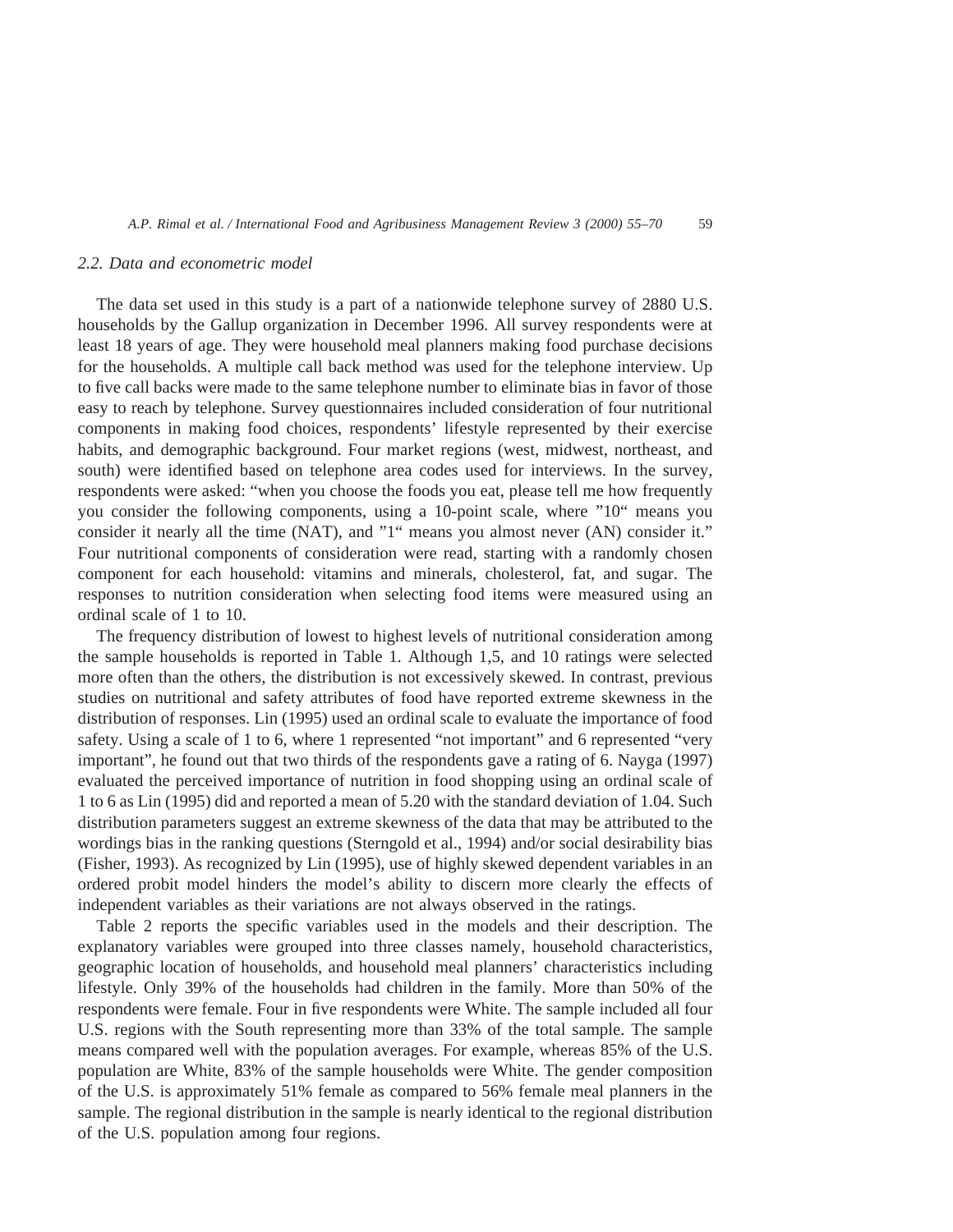### 2.2. Data and econometric model

The data set used in this study is a part of a nationwide telephone survey of 2880 U.S. households by the Gallup organization in December 1996. All survey respondents were at least 18 years of age. They were household meal planners making food purchase decisions for the households. A multiple call back method was used for the telephone interview. Up to five call backs were made to the same telephone number to eliminate bias in favor of those easy to reach by telephone. Survey questionnaires included consideration of four nutritional components in making food choices, respondents' lifestyle represented by their exercise habits, and demographic background. Four market regions (west, midwest, northeast, and south) were identified based on telephone area codes used for interviews. In the survey, respondents were asked: "when you choose the foods you eat, please tell me how frequently you consider the following components, using a 10-point scale, where "10" means you consider it nearly all the time (NAT), and "1" means you almost never (AN) consider it." Four nutritional components of consideration were read, starting with a randomly chosen component for each household: vitamins and minerals, cholesterol, fat, and sugar. The responses to nutrition consideration when selecting food items were measured using an ordinal scale of 1 to 10.

The frequency distribution of lowest to highest levels of nutritional consideration among the sample households is reported in Table 1. Although 1,5, and 10 ratings were selected more often than the others, the distribution is not excessively skewed. In contrast, previous studies on nutritional and safety attributes of food have reported extreme skewness in the distribution of responses. Lin (1995) used an ordinal scale to evaluate the importance of food safety. Using a scale of 1 to 6, where 1 represented "not important" and 6 represented "very important", he found out that two thirds of the respondents gave a rating of 6. Nayga (1997) evaluated the perceived importance of nutrition in food shopping using an ordinal scale of 1 to 6 as Lin (1995) did and reported a mean of 5.20 with the standard deviation of 1.04. Such distribution parameters suggest an extreme skewness of the data that may be attributed to the wordings bias in the ranking questions (Sterngold et al., 1994) and/or social desirability bias (Fisher, 1993). As recognized by Lin (1995), use of highly skewed dependent variables in an ordered probit model hinders the model's ability to discern more clearly the effects of independent variables as their variations are not always observed in the ratings.

Table 2 reports the specific variables used in the models and their description. The explanatory variables were grouped into three classes namely, household characteristics, geographic location of households, and household meal planners' characteristics including lifestyle. Only 39% of the households had children in the family. More than 50% of the respondents were female. Four in five respondents were White. The sample included all four U.S. regions with the South representing more than 33% of the total sample. The sample means compared well with the population averages. For example, whereas 85% of the U.S. population are White, 83% of the sample households were White. The gender composition of the U.S. is approximately 51% female as compared to 56% female meal planners in the sample. The regional distribution in the sample is nearly identical to the regional distribution of the U.S. population among four regions.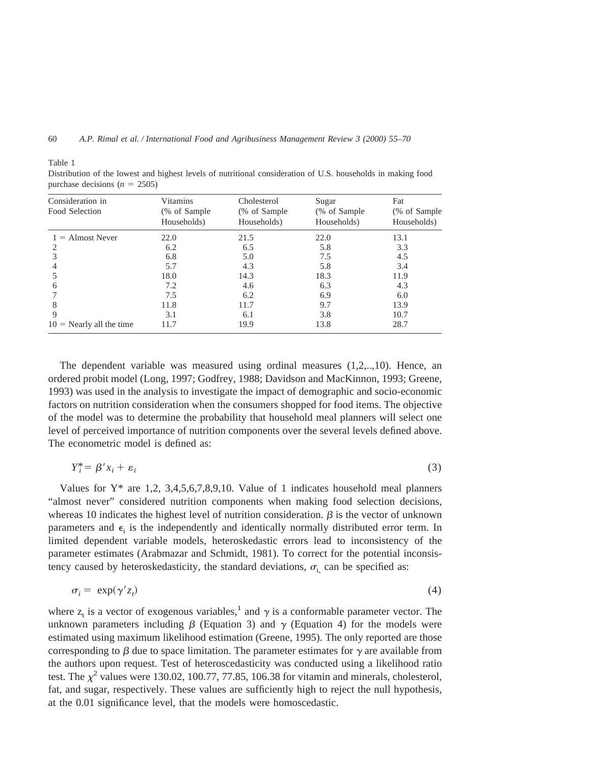Table 1

Distribution of the lowest and highest levels of nutritional consideration of U.S. households in making food purchase decisions ($n = 2505$)

| Consideration in Food Selection | Vitamins (% of Sample Households) | Cholesterol (% of Sample Households) | Sugar (% of Sample Households) | Fat (% of Sample Households) |
|---|---|---|---|---|
| 1 = Almost Never | 22.0 | 21.5 | 22.0 | 13.1 |
| 2 | 6.2 | 6.5 | 5.8 | 3.3 |
| 3 | 6.8 | 5.0 | 7.5 | 4.5 |
| 4 | 5.7 | 4.3 | 5.8 | 3.4 |
| 5 | 18.0 | 14.3 | 18.3 | 11.9 |
| 6 | 7.2 | 4.6 | 6.3 | 4.3 |
| 7 | 7.5 | 6.2 | 6.9 | 6.0 |
| 8 | 11.8 | 11.7 | 9.7 | 13.9 |
| 9 | 3.1 | 6.1 | 3.8 | 10.7 |
| 10 = Nearly all the time | 11.7 | 19.9 | 13.8 | 28.7 |

The dependent variable was measured using ordinal measures (1,2,..,10). Hence, an ordered probit model (Long, 1997; Godfrey, 1988; Davidson and MacKinnon, 1993; Greene, 1993) was used in the analysis to investigate the impact of demographic and socio-economic factors on nutrition consideration when the consumers shopped for food items. The objective of the model was to determine the probability that household meal planners will select one level of perceived importance of nutrition components over the several levels defined above. The econometric model is defined as:

$$Y_i^* = \beta' x_i + \varepsilon_i \tag{3}$$

Values for Y* are 1,2, 3,4,5,6,7,8,9,10. Value of 1 indicates household meal planners "almost never" considered nutrition components when making food selection decisions, whereas 10 indicates the highest level of nutrition consideration. $\beta$ is the vector of unknown parameters and $\epsilon_i$ is the independently and identically normally distributed error term. In limited dependent variable models, heteroskedastic errors lead to inconsistency of the parameter estimates (Arabmazar and Schmidt, 1981). To correct for the potential inconsistency caused by heteroskedasticity, the standard deviations, $\sigma_i$, can be specified as:

$$\sigma_i = \exp(\gamma' z_t) \tag{4}$$

where $z_t$ is a vector of exogenous variables,[1] and $\gamma$ is a conformable parameter vector. The unknown parameters including $\beta$ (Equation 3) and $\gamma$ (Equation 4) for the models were estimated using maximum likelihood estimation (Greene, 1995). The only reported are those corresponding to $\beta$ due to space limitation. The parameter estimates for $\gamma$ are available from the authors upon request. Test of heteroscedasticity was conducted using a likelihood ratio test. The $\chi^2$ values were 130.02, 100.77, 77.85, 106.38 for vitamin and minerals, cholesterol, fat, and sugar, respectively. These values are sufficiently high to reject the null hypothesis, at the 0.01 significance level, that the models were homoscedastic.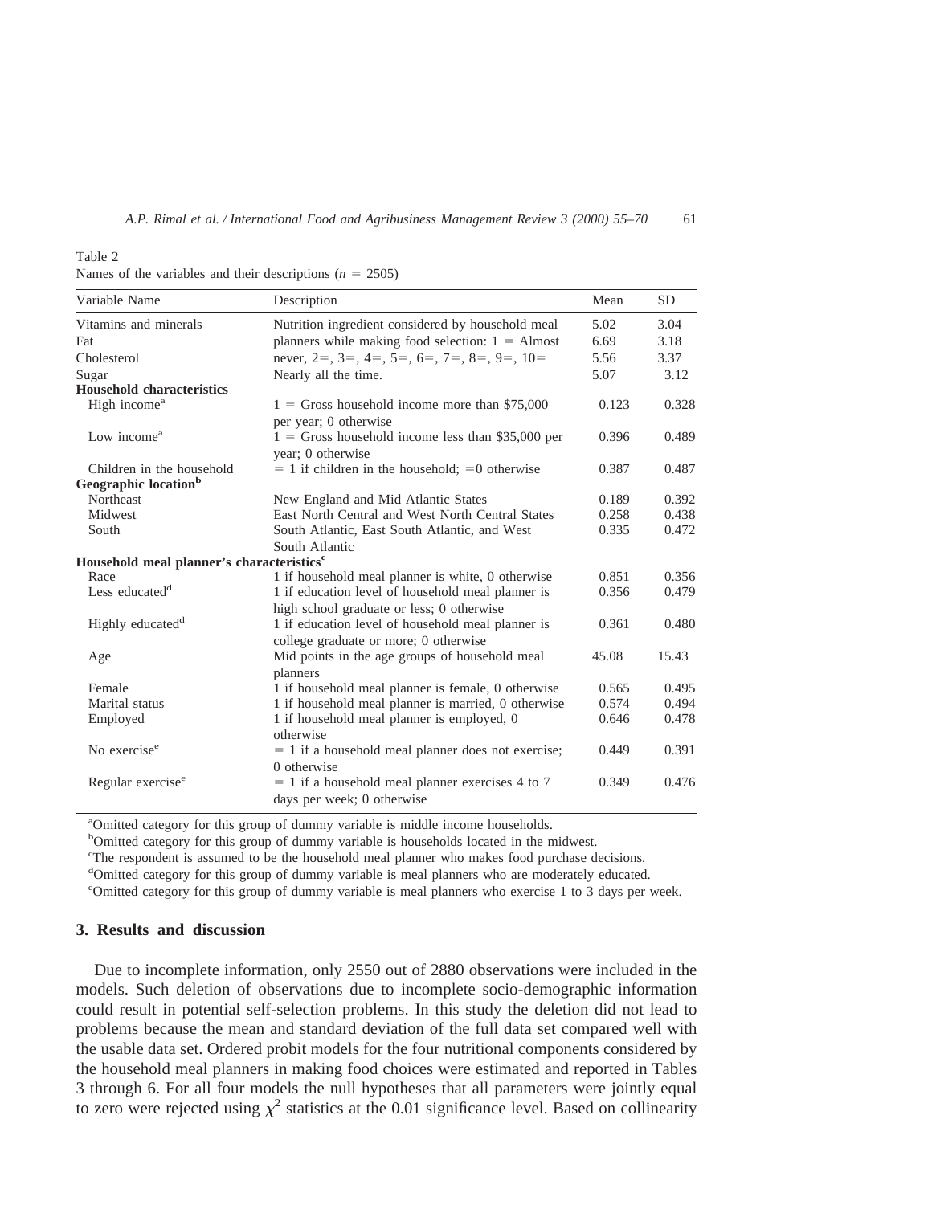Table 2
Names of the variables and their descriptions ($n$ = 2505)

| Variable Name | Description | Mean | SD |
|---|---|---|---|
| Vitamins and minerals | Nutrition ingredient considered by household meal | 5.02 | 3.04 |
| Fat | planners while making food selection: 1 = Almost | 6.69 | 3.18 |
| Cholesterol | never, 2=, 3=, 4=, 5=, 6=, 7=, 8=, 9=, 10= | 5.56 | 3.37 |
| Sugar | Nearly all the time. | 5.07 | 3.12 |
| **Household characteristics** | | | |
| High income[a] | 1 = Gross household income more than $75,000 per year; 0 otherwise | 0.123 | 0.328 |
| Low income[a] | 1 = Gross household income less than $35,000 per year; 0 otherwise | 0.396 | 0.489 |
| Children in the household | = 1 if children in the household; =0 otherwise | 0.387 | 0.487 |
| **Geographic location[b]** | | | |
| Northeast | New England and Mid Atlantic States | 0.189 | 0.392 |
| Midwest | East North Central and West North Central States | 0.258 | 0.438 |
| South | South Atlantic, East South Atlantic, and West South Atlantic | 0.335 | 0.472 |
| **Household meal planner's characteristics[c]** | | | |
| Race | 1 if household meal planner is white, 0 otherwise | 0.851 | 0.356 |
| Less educated[d] | 1 if education level of household meal planner is high school graduate or less; 0 otherwise | 0.356 | 0.479 |
| Highly educated[d] | 1 if education level of household meal planner is college graduate or more; 0 otherwise | 0.361 | 0.480 |
| Age | Mid points in the age groups of household meal planners | 45.08 | 15.43 |
| Female | 1 if household meal planner is female, 0 otherwise | 0.565 | 0.495 |
| Marital status | 1 if household meal planner is married, 0 otherwise | 0.574 | 0.494 |
| Employed | 1 if household meal planner is employed, 0 otherwise | 0.646 | 0.478 |
| No exercise[e] | = 1 if a household meal planner does not exercise; 0 otherwise | 0.449 | 0.391 |
| Regular exercise[e] | = 1 if a household meal planner exercises 4 to 7 days per week; 0 otherwise | 0.349 | 0.476 |

[a]Omitted category for this group of dummy variable is middle income households.
[b]Omitted category for this group of dummy variable is households located in the midwest.
[c]The respondent is assumed to be the household meal planner who makes food purchase decisions.
[d]Omitted category for this group of dummy variable is meal planners who are moderately educated.
[e]Omitted category for this group of dummy variable is meal planners who exercise 1 to 3 days per week.

## 3. Results and discussion

Due to incomplete information, only 2550 out of 2880 observations were included in the models. Such deletion of observations due to incomplete socio-demographic information could result in potential self-selection problems. In this study the deletion did not lead to problems because the mean and standard deviation of the full data set compared well with the usable data set. Ordered probit models for the four nutritional components considered by the household meal planners in making food choices were estimated and reported in Tables 3 through 6. For all four models the null hypotheses that all parameters were jointly equal to zero were rejected using $\chi^2$ statistics at the 0.01 significance level. Based on collinearity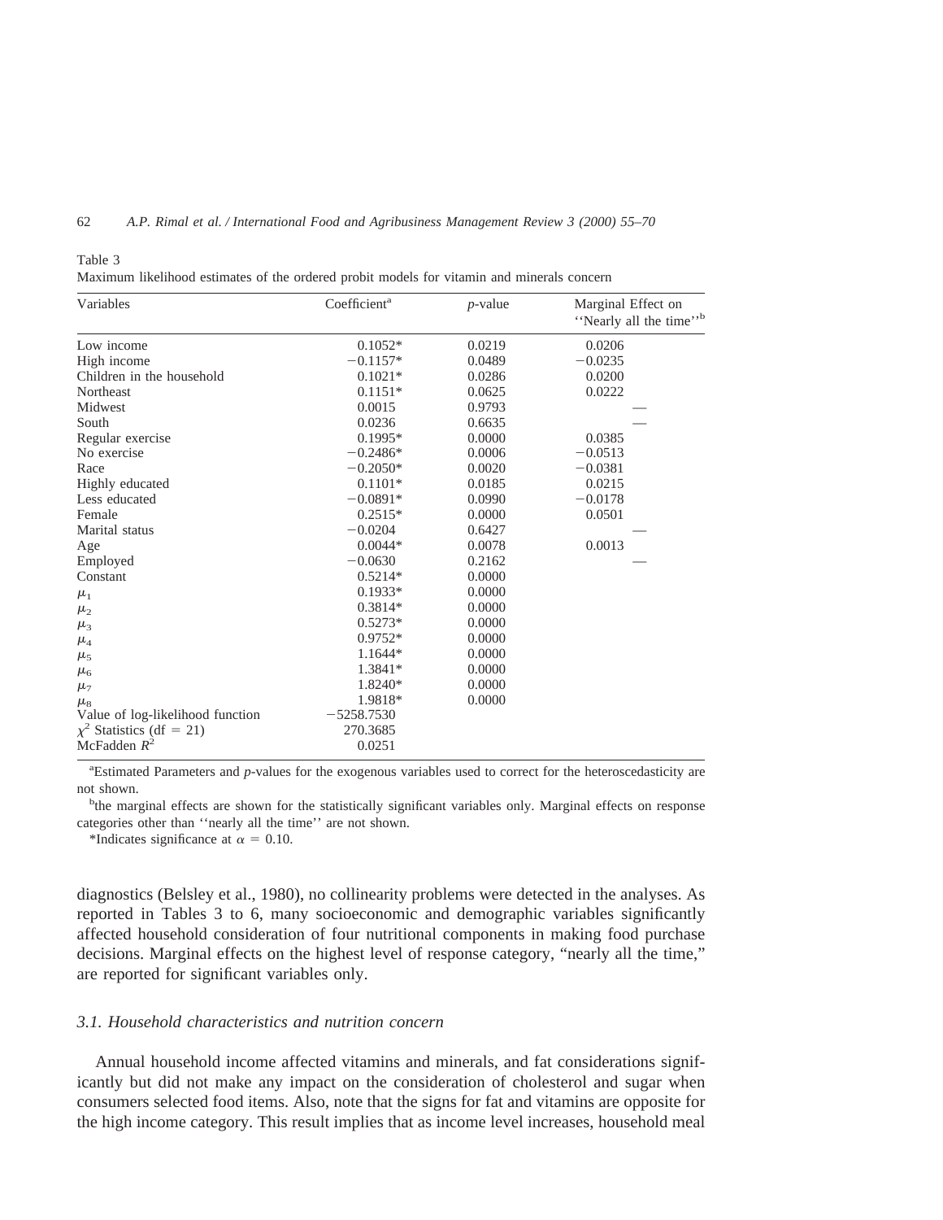Table 3

Maximum likelihood estimates of the ordered probit models for vitamin and minerals concern

| Variables | Coefficient[a] | *p*-value | Marginal Effect on "Nearly all the time"[b] |
|---|---|---|---|
| Low income | 0.1052* | 0.0219 | 0.0206 |
| High income | −0.1157* | 0.0489 | −0.0235 |
| Children in the household | 0.1021* | 0.0286 | 0.0200 |
| Northeast | 0.1151* | 0.0625 | 0.0222 |
| Midwest | 0.0015 | 0.9793 | — |
| South | 0.0236 | 0.6635 | — |
| Regular exercise | 0.1995* | 0.0000 | 0.0385 |
| No exercise | −0.2486* | 0.0006 | −0.0513 |
| Race | −0.2050* | 0.0020 | −0.0381 |
| Highly educated | 0.1101* | 0.0185 | 0.0215 |
| Less educated | −0.0891* | 0.0990 | −0.0178 |
| Female | 0.2515* | 0.0000 | 0.0501 |
| Marital status | −0.0204 | 0.6427 | — |
| Age | 0.0044* | 0.0078 | 0.0013 |
| Employed | −0.0630 | 0.2162 | — |
| Constant | 0.5214* | 0.0000 | |
| $\mu_1$ | 0.1933* | 0.0000 | |
| $\mu_2$ | 0.3814* | 0.0000 | |
| $\mu_3$ | 0.5273* | 0.0000 | |
| $\mu_4$ | 0.9752* | 0.0000 | |
| $\mu_5$ | 1.1644* | 0.0000 | |
| $\mu_6$ | 1.3841* | 0.0000 | |
| $\mu_7$ | 1.8240* | 0.0000 | |
| $\mu_8$ | 1.9818* | 0.0000 | |
| Value of log-likelihood function | −5258.7530 | | |
| $\chi^2$ Statistics (df = 21) | 270.3685 | | |
| McFadden $R^2$ | 0.0251 | | |

[a]Estimated Parameters and *p*-values for the exogenous variables used to correct for the heteroscedasticity are not shown.

[b]the marginal effects are shown for the statistically significant variables only. Marginal effects on response categories other than "nearly all the time" are not shown.

*Indicates significance at $\alpha = 0.10$.

diagnostics (Belsley et al., 1980), no collinearity problems were detected in the analyses. As reported in Tables 3 to 6, many socioeconomic and demographic variables significantly affected household consideration of four nutritional components in making food purchase decisions. Marginal effects on the highest level of response category, "nearly all the time," are reported for significant variables only.

### 3.1. Household characteristics and nutrition concern

Annual household income affected vitamins and minerals, and fat considerations significantly but did not make any impact on the consideration of cholesterol and sugar when consumers selected food items. Also, note that the signs for fat and vitamins are opposite for the high income category. This result implies that as income level increases, household meal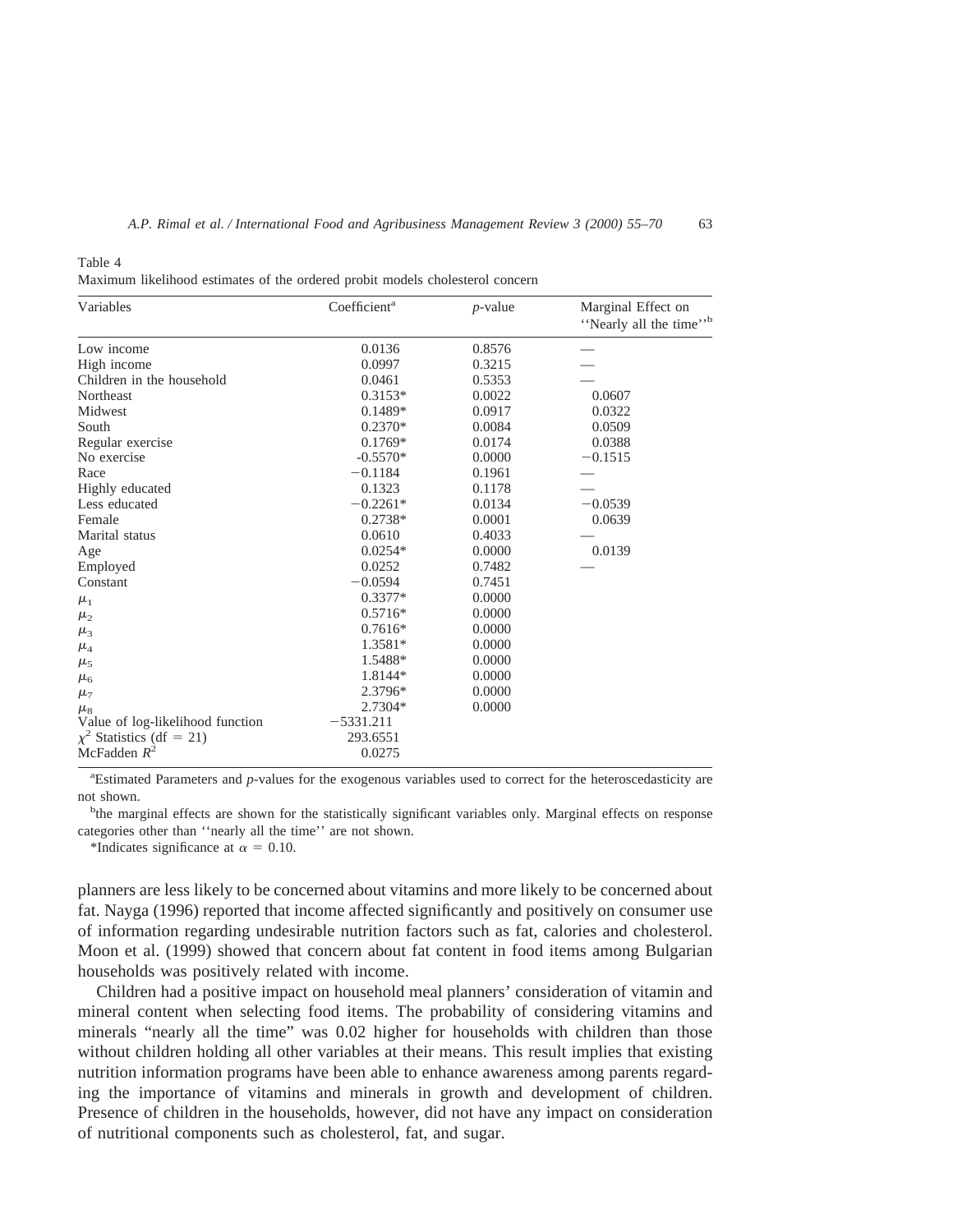Table 4

Maximum likelihood estimates of the ordered probit models cholesterol concern

| Variables | Coefficient[a] | $p$-value | Marginal Effect on ''Nearly all the time''[b] |
|---|---|---|---|
| Low income | 0.0136 | 0.8576 | — |
| High income | 0.0997 | 0.3215 | — |
| Children in the household | 0.0461 | 0.5353 | — |
| Northeast | 0.3153* | 0.0022 | 0.0607 |
| Midwest | 0.1489* | 0.0917 | 0.0322 |
| South | 0.2370* | 0.0084 | 0.0509 |
| Regular exercise | 0.1769* | 0.0174 | 0.0388 |
| No exercise | -0.5570* | 0.0000 | −0.1515 |
| Race | −0.1184 | 0.1961 | — |
| Highly educated | 0.1323 | 0.1178 | — |
| Less educated | −0.2261* | 0.0134 | −0.0539 |
| Female | 0.2738* | 0.0001 | 0.0639 |
| Marital status | 0.0610 | 0.4033 | — |
| Age | 0.0254* | 0.0000 | 0.0139 |
| Employed | 0.0252 | 0.7482 | — |
| Constant | −0.0594 | 0.7451 | |
| $\mu_1$ | 0.3377* | 0.0000 | |
| $\mu_2$ | 0.5716* | 0.0000 | |
| $\mu_3$ | 0.7616* | 0.0000 | |
| $\mu_4$ | 1.3581* | 0.0000 | |
| $\mu_5$ | 1.5488* | 0.0000 | |
| $\mu_6$ | 1.8144* | 0.0000 | |
| $\mu_7$ | 2.3796* | 0.0000 | |
| $\mu_8$ | 2.7304* | 0.0000 | |
| Value of log-likelihood function | −5331.211 | | |
| $\chi^2$ Statistics (df = 21) | 293.6551 | | |
| McFadden $R^2$ | 0.0275 | | |

[a]Estimated Parameters and $p$-values for the exogenous variables used to correct for the heteroscedasticity are not shown.

[b]the marginal effects are shown for the statistically significant variables only. Marginal effects on response categories other than ''nearly all the time'' are not shown.

*Indicates significance at $\alpha = 0.10$.

planners are less likely to be concerned about vitamins and more likely to be concerned about fat. Nayga (1996) reported that income affected significantly and positively on consumer use of information regarding undesirable nutrition factors such as fat, calories and cholesterol. Moon et al. (1999) showed that concern about fat content in food items among Bulgarian households was positively related with income.

Children had a positive impact on household meal planners' consideration of vitamin and mineral content when selecting food items. The probability of considering vitamins and minerals "nearly all the time" was 0.02 higher for households with children than those without children holding all other variables at their means. This result implies that existing nutrition information programs have been able to enhance awareness among parents regarding the importance of vitamins and minerals in growth and development of children. Presence of children in the households, however, did not have any impact on consideration of nutritional components such as cholesterol, fat, and sugar.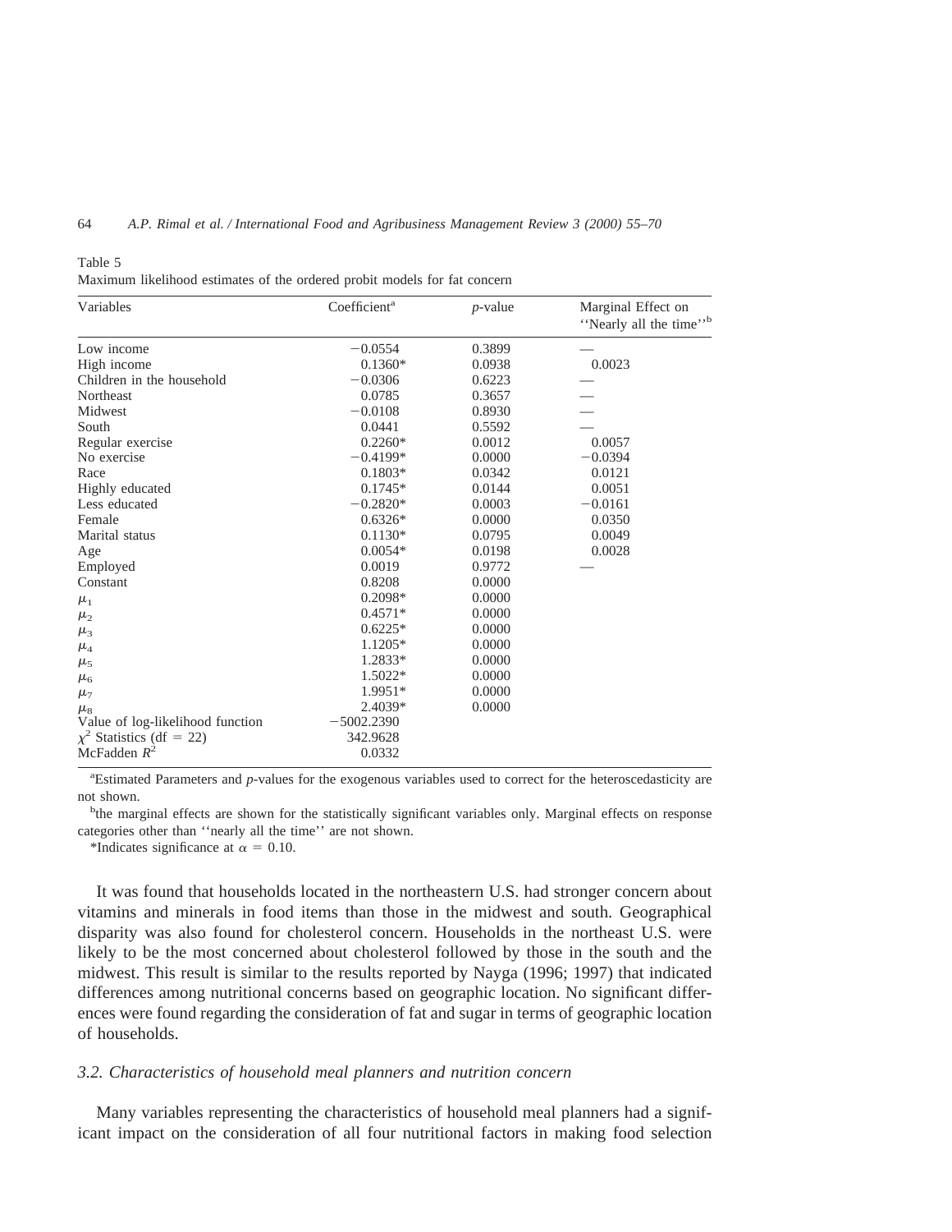Table 5

Maximum likelihood estimates of the ordered probit models for fat concern

| Variables | Coefficient[a] | *p*-value | Marginal Effect on ''Nearly all the time''[b] |
|---|---|---|---|
| Low income | −0.0554 | 0.3899 | — |
| High income | 0.1360* | 0.0938 | 0.0023 |
| Children in the household | −0.0306 | 0.6223 | — |
| Northeast | 0.0785 | 0.3657 | — |
| Midwest | −0.0108 | 0.8930 | — |
| South | 0.0441 | 0.5592 | — |
| Regular exercise | 0.2260* | 0.0012 | 0.0057 |
| No exercise | −0.4199* | 0.0000 | −0.0394 |
| Race | 0.1803* | 0.0342 | 0.0121 |
| Highly educated | 0.1745* | 0.0144 | 0.0051 |
| Less educated | −0.2820* | 0.0003 | −0.0161 |
| Female | 0.6326* | 0.0000 | 0.0350 |
| Marital status | 0.1130* | 0.0795 | 0.0049 |
| Age | 0.0054* | 0.0198 | 0.0028 |
| Employed | 0.0019 | 0.9772 | — |
| Constant | 0.8208 | 0.0000 | |
| $\mu_1$ | 0.2098* | 0.0000 | |
| $\mu_2$ | 0.4571* | 0.0000 | |
| $\mu_3$ | 0.6225* | 0.0000 | |
| $\mu_4$ | 1.1205* | 0.0000 | |
| $\mu_5$ | 1.2833* | 0.0000 | |
| $\mu_6$ | 1.5022* | 0.0000 | |
| $\mu_7$ | 1.9951* | 0.0000 | |
| $\mu_8$ | 2.4039* | 0.0000 | |
| Value of log-likelihood function | −5002.2390 | | |
| $\chi^2$ Statistics (df = 22) | 342.9628 | | |
| McFadden $R^2$ | 0.0332 | | |

[a]Estimated Parameters and *p*-values for the exogenous variables used to correct for the heteroscedasticity are not shown.

[b]the marginal effects are shown for the statistically significant variables only. Marginal effects on response categories other than ''nearly all the time'' are not shown.

*Indicates significance at $\alpha = 0.10$.

It was found that households located in the northeastern U.S. had stronger concern about vitamins and minerals in food items than those in the midwest and south. Geographical disparity was also found for cholesterol concern. Households in the northeast U.S. were likely to be the most concerned about cholesterol followed by those in the south and the midwest. This result is similar to the results reported by Nayga (1996; 1997) that indicated differences among nutritional concerns based on geographic location. No significant differences were found regarding the consideration of fat and sugar in terms of geographic location of households.

### *3.2. Characteristics of household meal planners and nutrition concern*

Many variables representing the characteristics of household meal planners had a significant impact on the consideration of all four nutritional factors in making food selection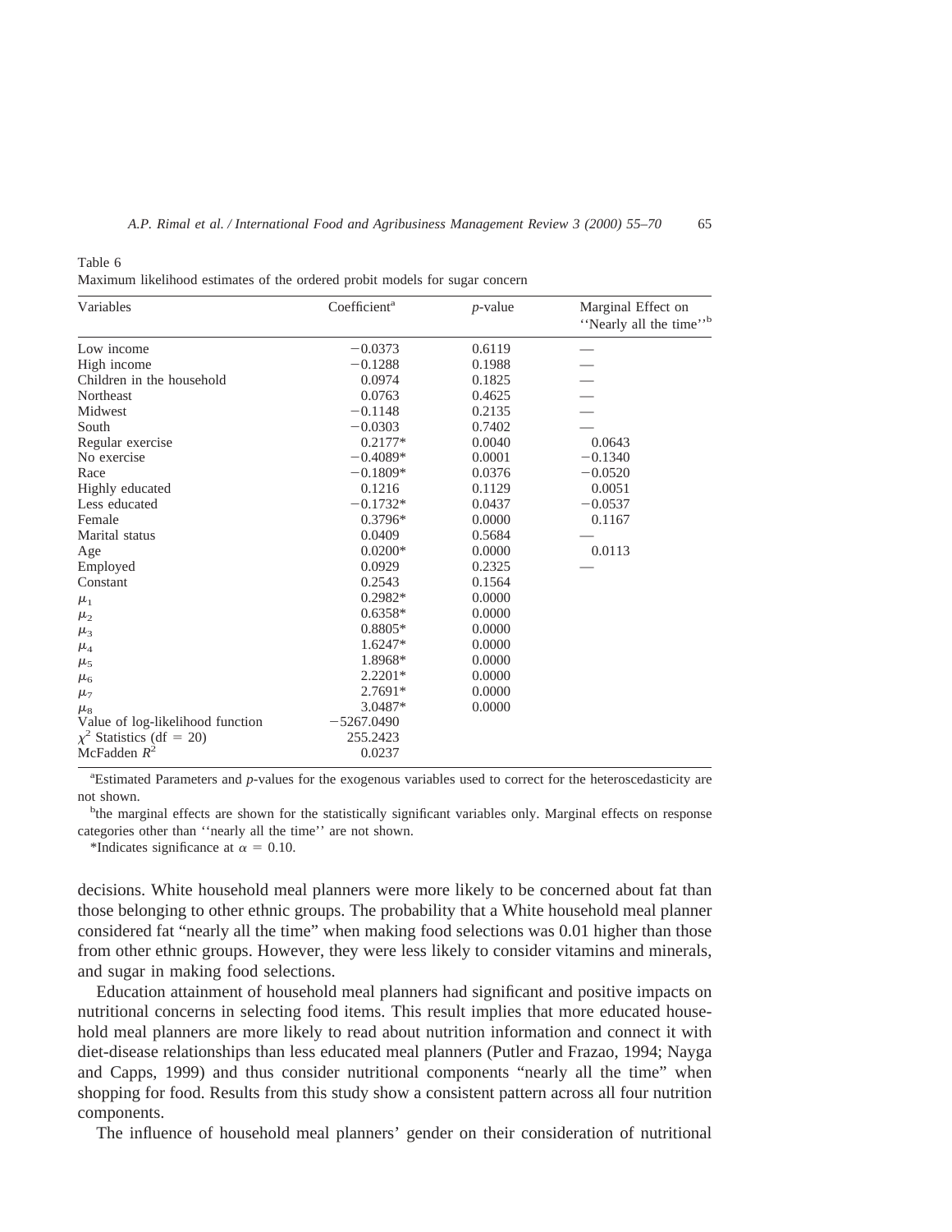Table 6
Maximum likelihood estimates of the ordered probit models for sugar concern

| Variables | Coefficient[a] | *p*-value | Marginal Effect on ''Nearly all the time''[b] |
|---|---|---|---|
| Low income | −0.0373 | 0.6119 | — |
| High income | −0.1288 | 0.1988 | — |
| Children in the household | 0.0974 | 0.1825 | — |
| Northeast | 0.0763 | 0.4625 | — |
| Midwest | −0.1148 | 0.2135 | — |
| South | −0.0303 | 0.7402 | — |
| Regular exercise | 0.2177* | 0.0040 | 0.0643 |
| No exercise | −0.4089* | 0.0001 | −0.1340 |
| Race | −0.1809* | 0.0376 | −0.0520 |
| Highly educated | 0.1216 | 0.1129 | 0.0051 |
| Less educated | −0.1732* | 0.0437 | −0.0537 |
| Female | 0.3796* | 0.0000 | 0.1167 |
| Marital status | 0.0409 | 0.5684 | — |
| Age | 0.0200* | 0.0000 | 0.0113 |
| Employed | 0.0929 | 0.2325 | — |
| Constant | 0.2543 | 0.1564 | |
| $\mu_1$ | 0.2982* | 0.0000 | |
| $\mu_2$ | 0.6358* | 0.0000 | |
| $\mu_3$ | 0.8805* | 0.0000 | |
| $\mu_4$ | 1.6247* | 0.0000 | |
| $\mu_5$ | 1.8968* | 0.0000 | |
| $\mu_6$ | 2.2201* | 0.0000 | |
| $\mu_7$ | 2.7691* | 0.0000 | |
| $\mu_8$ | 3.0487* | 0.0000 | |
| Value of log-likelihood function | −5267.0490 | | |
| $\chi^2$ Statistics (df = 20) | 255.2423 | | |
| McFadden $R^2$ | 0.0237 | | |

[a]Estimated Parameters and *p*-values for the exogenous variables used to correct for the heteroscedasticity are not shown.

[b]the marginal effects are shown for the statistically significant variables only. Marginal effects on response categories other than ''nearly all the time'' are not shown.

*Indicates significance at $\alpha = 0.10$.

decisions. White household meal planners were more likely to be concerned about fat than those belonging to other ethnic groups. The probability that a White household meal planner considered fat "nearly all the time" when making food selections was 0.01 higher than those from other ethnic groups. However, they were less likely to consider vitamins and minerals, and sugar in making food selections.

Education attainment of household meal planners had significant and positive impacts on nutritional concerns in selecting food items. This result implies that more educated household meal planners are more likely to read about nutrition information and connect it with diet-disease relationships than less educated meal planners (Putler and Frazao, 1994; Nayga and Capps, 1999) and thus consider nutritional components "nearly all the time" when shopping for food. Results from this study show a consistent pattern across all four nutrition components.

The influence of household meal planners' gender on their consideration of nutritional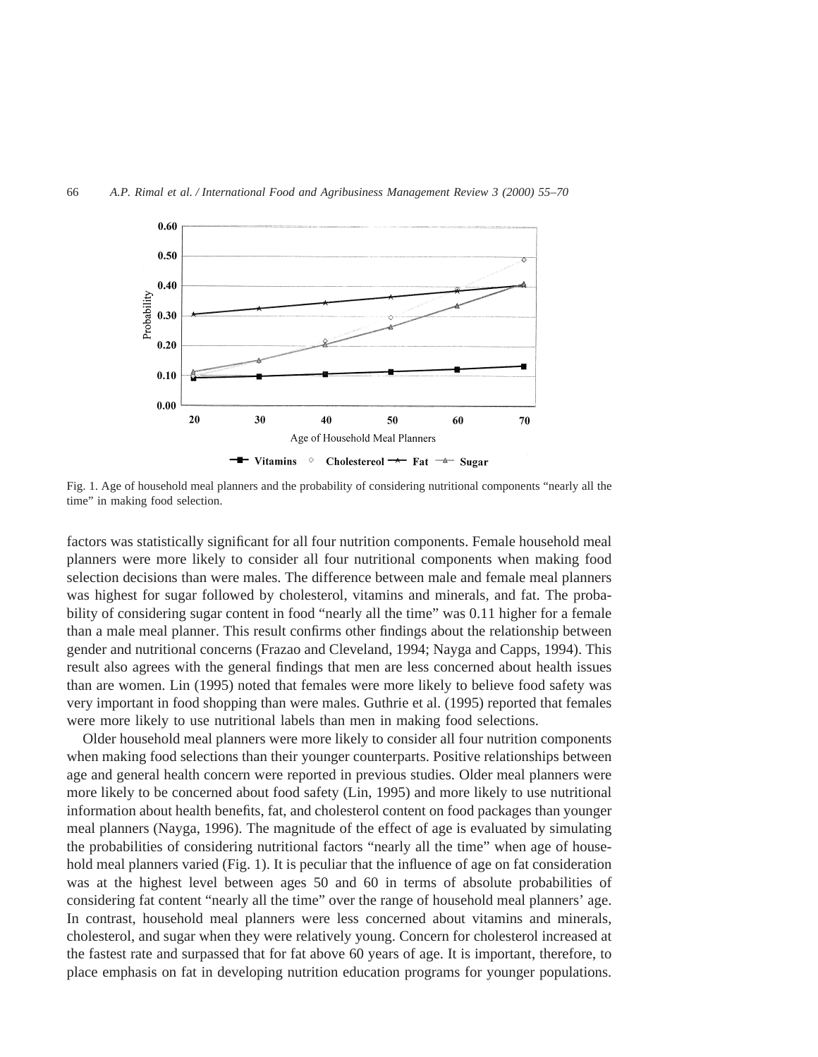Fig. 1. Age of household meal planners and the probability of considering nutritional components "nearly all the time" in making food selection.

factors was statistically significant for all four nutrition components. Female household meal planners were more likely to consider all four nutritional components when making food selection decisions than were males. The difference between male and female meal planners was highest for sugar followed by cholesterol, vitamins and minerals, and fat. The probability of considering sugar content in food "nearly all the time" was 0.11 higher for a female than a male meal planner. This result confirms other findings about the relationship between gender and nutritional concerns (Frazao and Cleveland, 1994; Nayga and Capps, 1994). This result also agrees with the general findings that men are less concerned about health issues than are women. Lin (1995) noted that females were more likely to believe food safety was very important in food shopping than were males. Guthrie et al. (1995) reported that females were more likely to use nutritional labels than men in making food selections.

Older household meal planners were more likely to consider all four nutrition components when making food selections than their younger counterparts. Positive relationships between age and general health concern were reported in previous studies. Older meal planners were more likely to be concerned about food safety (Lin, 1995) and more likely to use nutritional information about health benefits, fat, and cholesterol content on food packages than younger meal planners (Nayga, 1996). The magnitude of the effect of age is evaluated by simulating the probabilities of considering nutritional factors "nearly all the time" when age of household meal planners varied (Fig. 1). It is peculiar that the influence of age on fat consideration was at the highest level between ages 50 and 60 in terms of absolute probabilities of considering fat content "nearly all the time" over the range of household meal planners' age. In contrast, household meal planners were less concerned about vitamins and minerals, cholesterol, and sugar when they were relatively young. Concern for cholesterol increased at the fastest rate and surpassed that for fat above 60 years of age. It is important, therefore, to place emphasis on fat in developing nutrition education programs for younger populations.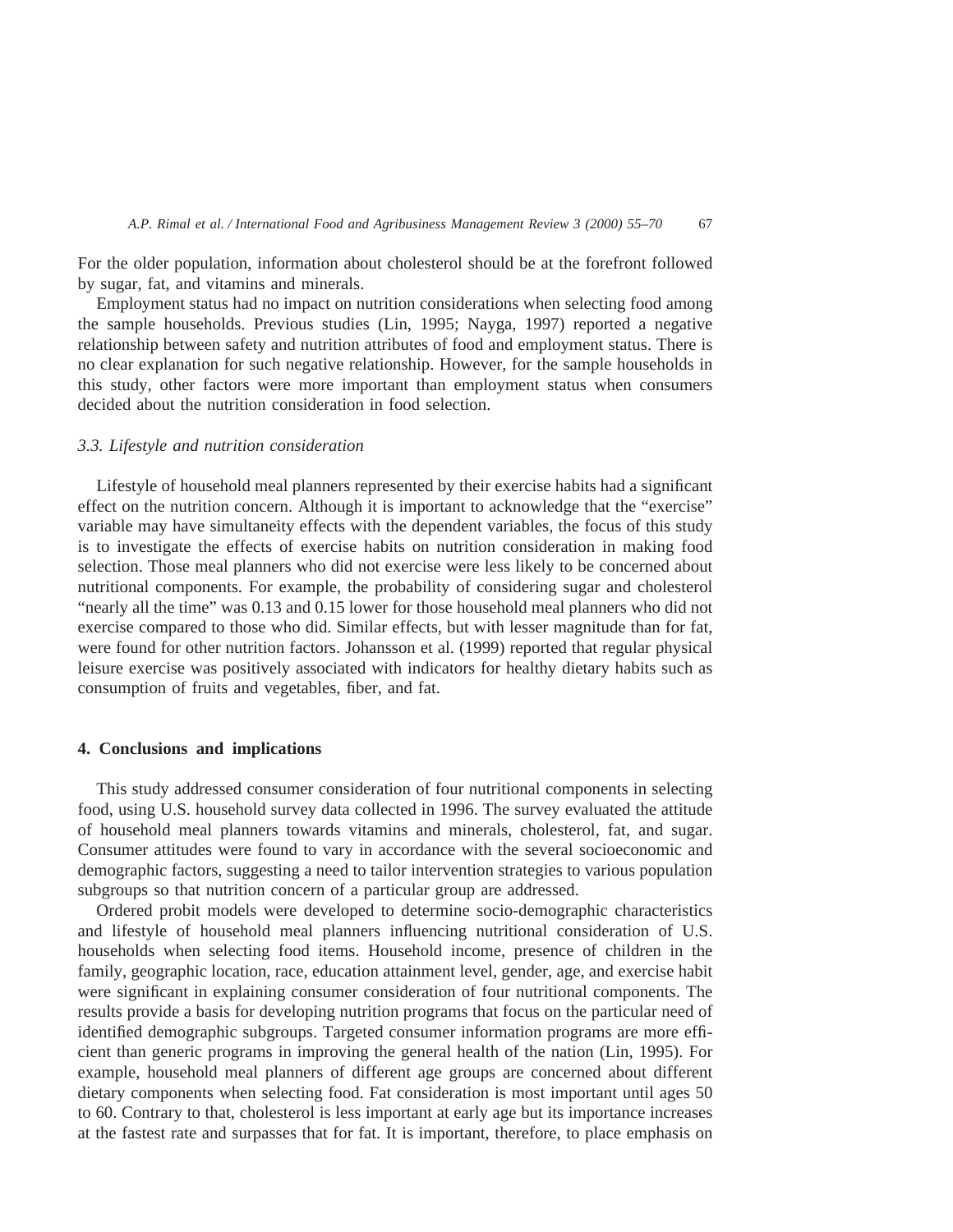For the older population, information about cholesterol should be at the forefront followed by sugar, fat, and vitamins and minerals.

Employment status had no impact on nutrition considerations when selecting food among the sample households. Previous studies (Lin, 1995; Nayga, 1997) reported a negative relationship between safety and nutrition attributes of food and employment status. There is no clear explanation for such negative relationship. However, for the sample households in this study, other factors were more important than employment status when consumers decided about the nutrition consideration in food selection.

### *3.3. Lifestyle and nutrition consideration*

Lifestyle of household meal planners represented by their exercise habits had a significant effect on the nutrition concern. Although it is important to acknowledge that the "exercise" variable may have simultaneity effects with the dependent variables, the focus of this study is to investigate the effects of exercise habits on nutrition consideration in making food selection. Those meal planners who did not exercise were less likely to be concerned about nutritional components. For example, the probability of considering sugar and cholesterol "nearly all the time" was 0.13 and 0.15 lower for those household meal planners who did not exercise compared to those who did. Similar effects, but with lesser magnitude than for fat, were found for other nutrition factors. Johansson et al. (1999) reported that regular physical leisure exercise was positively associated with indicators for healthy dietary habits such as consumption of fruits and vegetables, fiber, and fat.

## **4. Conclusions and implications**

This study addressed consumer consideration of four nutritional components in selecting food, using U.S. household survey data collected in 1996. The survey evaluated the attitude of household meal planners towards vitamins and minerals, cholesterol, fat, and sugar. Consumer attitudes were found to vary in accordance with the several socioeconomic and demographic factors, suggesting a need to tailor intervention strategies to various population subgroups so that nutrition concern of a particular group are addressed.

Ordered probit models were developed to determine socio-demographic characteristics and lifestyle of household meal planners influencing nutritional consideration of U.S. households when selecting food items. Household income, presence of children in the family, geographic location, race, education attainment level, gender, age, and exercise habit were significant in explaining consumer consideration of four nutritional components. The results provide a basis for developing nutrition programs that focus on the particular need of identified demographic subgroups. Targeted consumer information programs are more efficient than generic programs in improving the general health of the nation (Lin, 1995). For example, household meal planners of different age groups are concerned about different dietary components when selecting food. Fat consideration is most important until ages 50 to 60. Contrary to that, cholesterol is less important at early age but its importance increases at the fastest rate and surpasses that for fat. It is important, therefore, to place emphasis on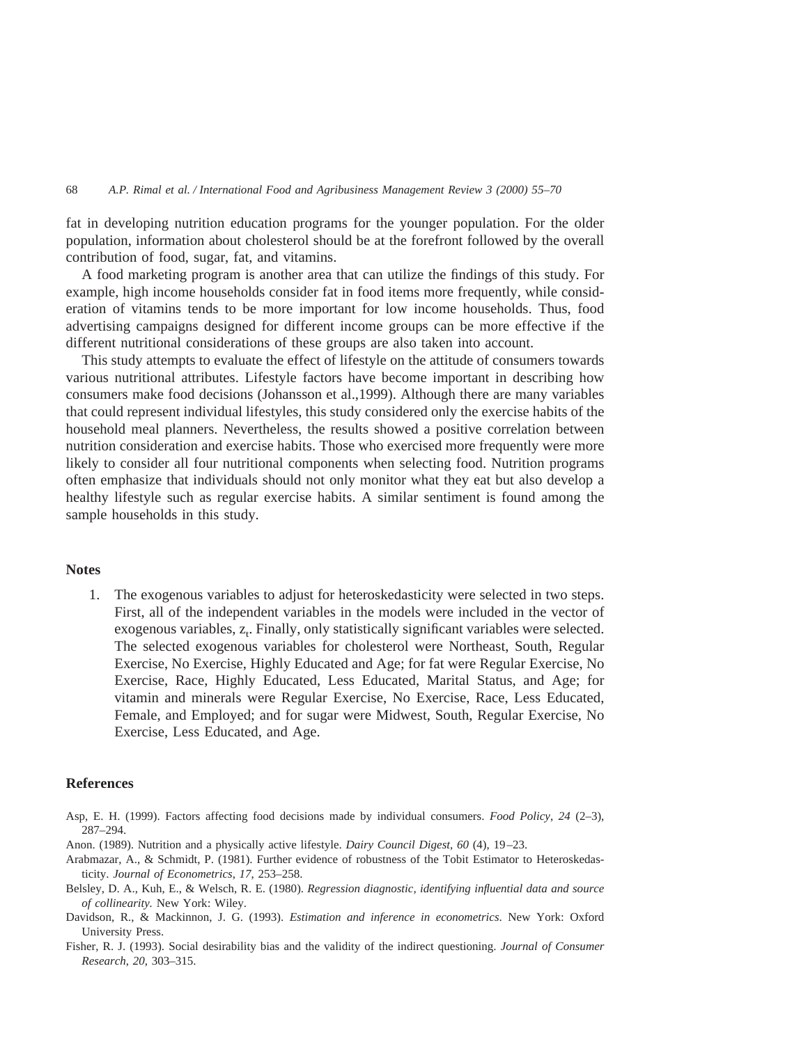fat in developing nutrition education programs for the younger population. For the older population, information about cholesterol should be at the forefront followed by the overall contribution of food, sugar, fat, and vitamins.

A food marketing program is another area that can utilize the findings of this study. For example, high income households consider fat in food items more frequently, while consideration of vitamins tends to be more important for low income households. Thus, food advertising campaigns designed for different income groups can be more effective if the different nutritional considerations of these groups are also taken into account.

This study attempts to evaluate the effect of lifestyle on the attitude of consumers towards various nutritional attributes. Lifestyle factors have become important in describing how consumers make food decisions (Johansson et al.,1999). Although there are many variables that could represent individual lifestyles, this study considered only the exercise habits of the household meal planners. Nevertheless, the results showed a positive correlation between nutrition consideration and exercise habits. Those who exercised more frequently were more likely to consider all four nutritional components when selecting food. Nutrition programs often emphasize that individuals should not only monitor what they eat but also develop a healthy lifestyle such as regular exercise habits. A similar sentiment is found among the sample households in this study.

## Notes

1. The exogenous variables to adjust for heteroskedasticity were selected in two steps. First, all of the independent variables in the models were included in the vector of exogenous variables, $z_t$. Finally, only statistically significant variables were selected. The selected exogenous variables for cholesterol were Northeast, South, Regular Exercise, No Exercise, Highly Educated and Age; for fat were Regular Exercise, No Exercise, Race, Highly Educated, Less Educated, Marital Status, and Age; for vitamin and minerals were Regular Exercise, No Exercise, Race, Less Educated, Female, and Employed; and for sugar were Midwest, South, Regular Exercise, No Exercise, Less Educated, and Age.

## References

Asp, E. H. (1999). Factors affecting food decisions made by individual consumers. *Food Policy, 24* (2–3), 287–294.

Anon. (1989). Nutrition and a physically active lifestyle. *Dairy Council Digest, 60* (4), 19–23.

Arabmazar, A., & Schmidt, P. (1981). Further evidence of robustness of the Tobit Estimator to Heteroskedasticity. *Journal of Econometrics, 17,* 253–258.

Belsley, D. A., Kuh, E., & Welsch, R. E. (1980). *Regression diagnostic, identifying influential data and source of collinearity.* New York: Wiley.

Davidson, R., & Mackinnon, J. G. (1993). *Estimation and inference in econometrics*. New York: Oxford University Press.

Fisher, R. J. (1993). Social desirability bias and the validity of the indirect questioning. *Journal of Consumer Research, 20,* 303–315.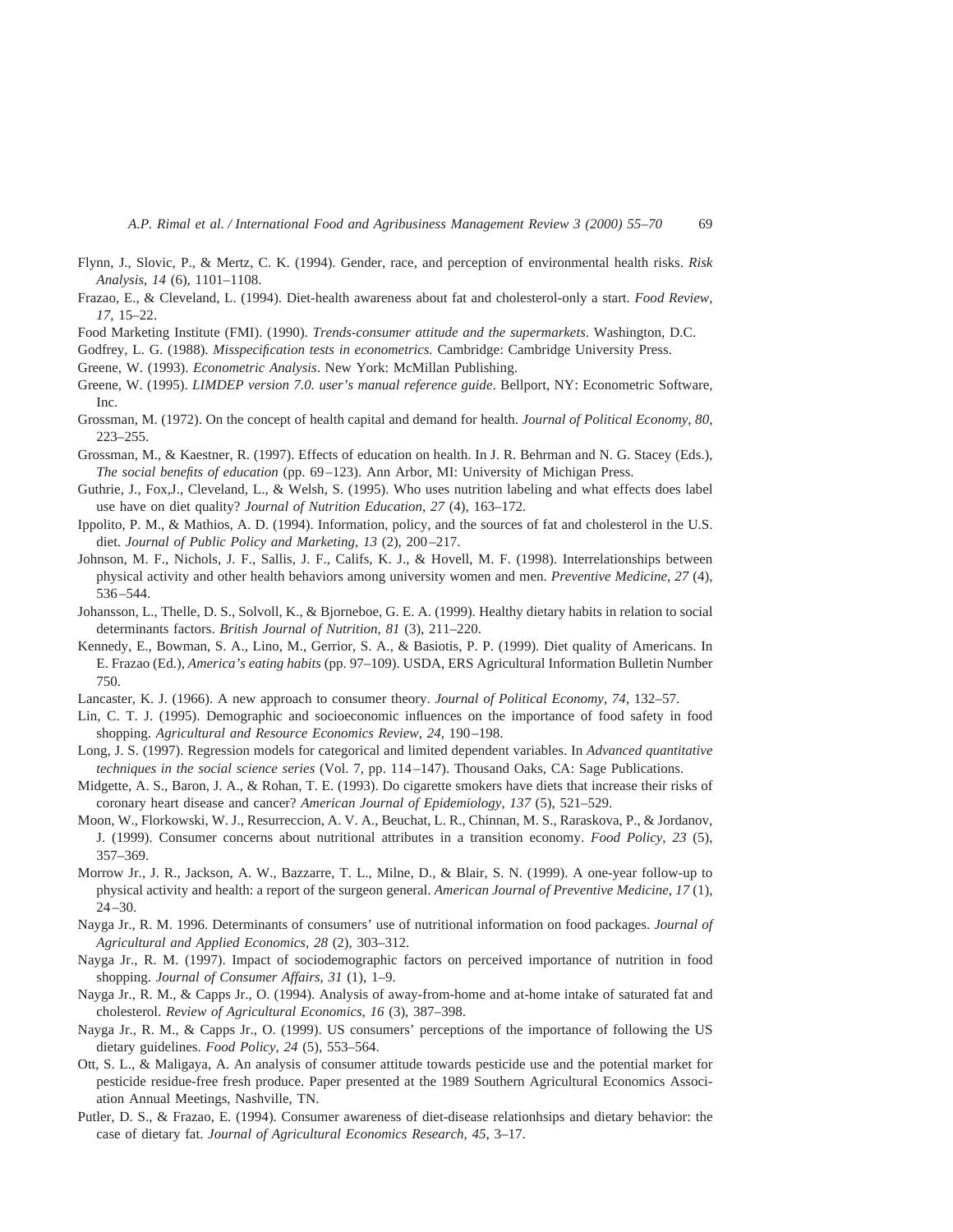Flynn, J., Slovic, P., & Mertz, C. K. (1994). Gender, race, and perception of environmental health risks. *Risk Analysis*, *14* (6), 1101–1108.

Frazao, E., & Cleveland, L. (1994). Diet-health awareness about fat and cholesterol-only a start. *Food Review*, *17*, 15–22.

Food Marketing Institute (FMI). (1990). *Trends-consumer attitude and the supermarkets*. Washington, D.C.

Godfrey, L. G. (1988). *Misspecification tests in econometrics.* Cambridge: Cambridge University Press.

Greene, W. (1993). *Econometric Analysis*. New York: McMillan Publishing.

Greene, W. (1995). *LIMDEP version 7.0. user's manual reference guide*. Bellport, NY: Econometric Software, Inc.

Grossman, M. (1972). On the concept of health capital and demand for health. *Journal of Political Economy*, *80*, 223–255.

Grossman, M., & Kaestner, R. (1997). Effects of education on health. In J. R. Behrman and N. G. Stacey (Eds.), *The social benefits of education* (pp. 69–123). Ann Arbor, MI: University of Michigan Press.

Guthrie, J., Fox,J., Cleveland, L., & Welsh, S. (1995). Who uses nutrition labeling and what effects does label use have on diet quality? *Journal of Nutrition Education*, *27* (4), 163–172.

Ippolito, P. M., & Mathios, A. D. (1994). Information, policy, and the sources of fat and cholesterol in the U.S. diet. *Journal of Public Policy and Marketing*, *13* (2), 200–217.

Johnson, M. F., Nichols, J. F., Sallis, J. F., Califs, K. J., & Hovell, M. F. (1998). Interrelationships between physical activity and other health behaviors among university women and men. *Preventive Medicine*, *27* (4), 536–544.

Johansson, L., Thelle, D. S., Solvoll, K., & Bjorneboe, G. E. A. (1999). Healthy dietary habits in relation to social determinants factors. *British Journal of Nutrition*, *81* (3), 211–220.

Kennedy, E., Bowman, S. A., Lino, M., Gerrior, S. A., & Basiotis, P. P. (1999). Diet quality of Americans. In E. Frazao (Ed.), *America's eating habits* (pp. 97–109). USDA, ERS Agricultural Information Bulletin Number 750.

Lancaster, K. J. (1966). A new approach to consumer theory. *Journal of Political Economy*, *74*, 132–57.

Lin, C. T. J. (1995). Demographic and socioeconomic influences on the importance of food safety in food shopping. *Agricultural and Resource Economics Review*, *24*, 190–198.

Long, J. S. (1997). Regression models for categorical and limited dependent variables. In *Advanced quantitative techniques in the social science series* (Vol. 7, pp. 114–147). Thousand Oaks, CA: Sage Publications.

Midgette, A. S., Baron, J. A., & Rohan, T. E. (1993). Do cigarette smokers have diets that increase their risks of coronary heart disease and cancer? *American Journal of Epidemiology*, *137* (5), 521–529.

Moon, W., Florkowski, W. J., Resurreccion, A. V. A., Beuchat, L. R., Chinnan, M. S., Raraskova, P., & Jordanov, J. (1999). Consumer concerns about nutritional attributes in a transition economy. *Food Policy*, *23* (5), 357–369.

Morrow Jr., J. R., Jackson, A. W., Bazzarre, T. L., Milne, D., & Blair, S. N. (1999). A one-year follow-up to physical activity and health: a report of the surgeon general. *American Journal of Preventive Medicine*, *17* (1), 24–30.

Nayga Jr., R. M. 1996. Determinants of consumers' use of nutritional information on food packages. *Journal of Agricultural and Applied Economics*, *28* (2), 303–312.

Nayga Jr., R. M. (1997). Impact of sociodemographic factors on perceived importance of nutrition in food shopping. *Journal of Consumer Affairs, 31* (1), 1–9.

Nayga Jr., R. M., & Capps Jr., O. (1994). Analysis of away-from-home and at-home intake of saturated fat and cholesterol. *Review of Agricultural Economics*, *16* (3), 387–398.

Nayga Jr., R. M., & Capps Jr., O. (1999). US consumers' perceptions of the importance of following the US dietary guidelines. *Food Policy*, *24* (5), 553–564.

Ott, S. L., & Maligaya, A. An analysis of consumer attitude towards pesticide use and the potential market for pesticide residue-free fresh produce. Paper presented at the 1989 Southern Agricultural Economics Association Annual Meetings, Nashville, TN.

Putler, D. S., & Frazao, E. (1994). Consumer awareness of diet-disease relationhsips and dietary behavior: the case of dietary fat. *Journal of Agricultural Economics Research*, *45*, 3–17.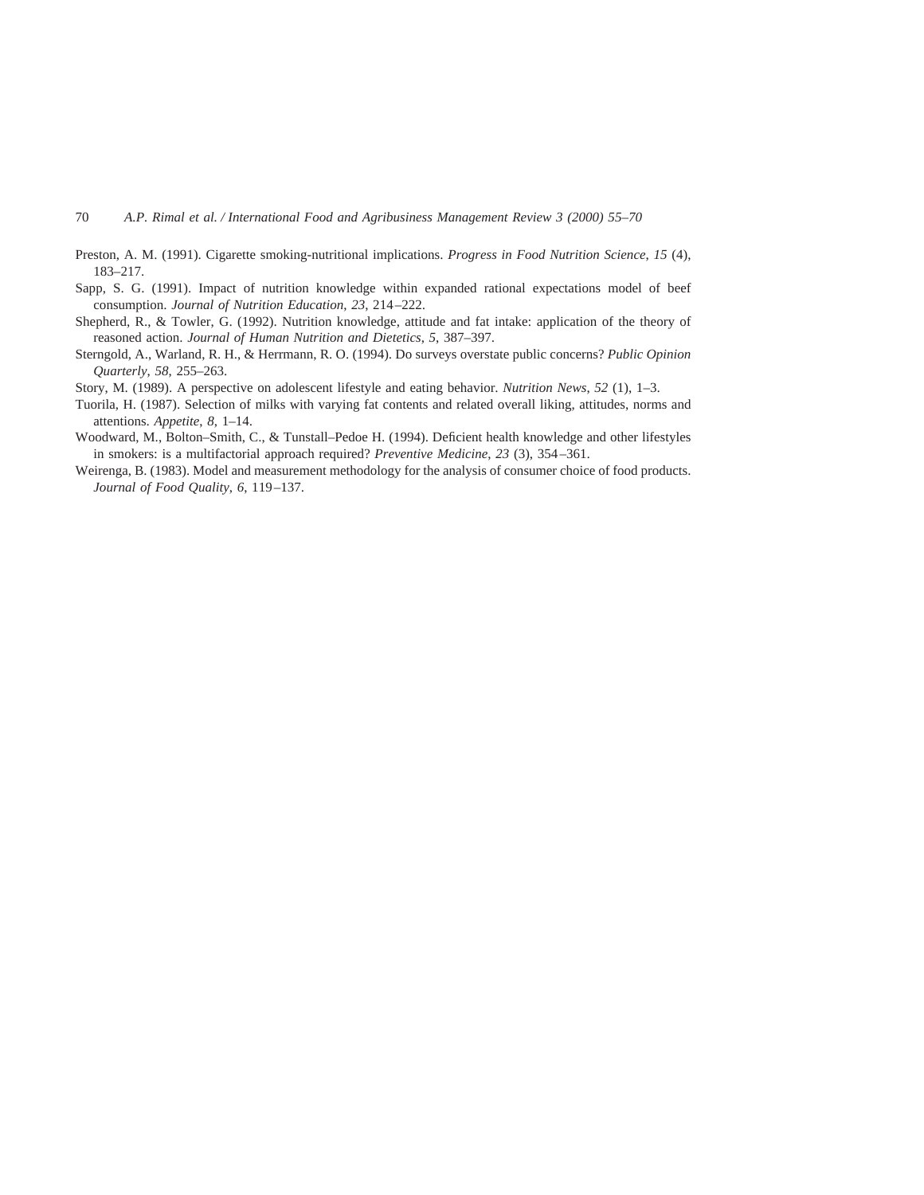Preston, A. M. (1991). Cigarette smoking-nutritional implications. *Progress in Food Nutrition Science, 15* (4), 183–217.

Sapp, S. G. (1991). Impact of nutrition knowledge within expanded rational expectations model of beef consumption. *Journal of Nutrition Education, 23,* 214–222.

Shepherd, R., & Towler, G. (1992). Nutrition knowledge, attitude and fat intake: application of the theory of reasoned action. *Journal of Human Nutrition and Dietetics, 5,* 387–397.

Sterngold, A., Warland, R. H., & Herrmann, R. O. (1994). Do surveys overstate public concerns? *Public Opinion Quarterly, 58,* 255–263.

Story, M. (1989). A perspective on adolescent lifestyle and eating behavior. *Nutrition News, 52* (1), 1–3.

Tuorila, H. (1987). Selection of milks with varying fat contents and related overall liking, attitudes, norms and attentions. *Appetite, 8,* 1–14.

Woodward, M., Bolton–Smith, C., & Tunstall–Pedoe H. (1994). Deficient health knowledge and other lifestyles in smokers: is a multifactorial approach required? *Preventive Medicine, 23* (3), 354–361.

Weirenga, B. (1983). Model and measurement methodology for the analysis of consumer choice of food products. *Journal of Food Quality, 6,* 119–137.